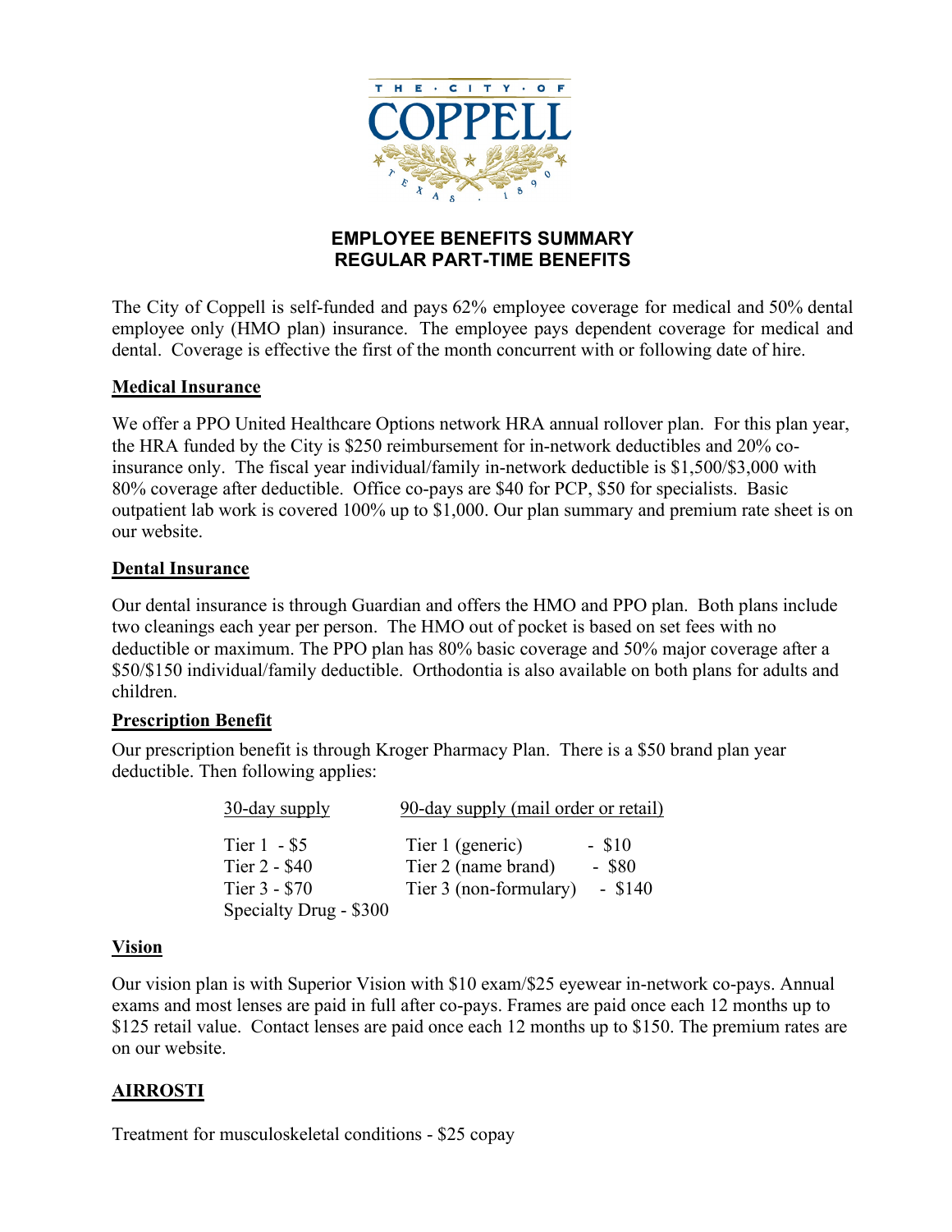# EMPLOYEE BENEFITS SUMMARY
## REGULAR PART-TIME BENEFITS

The City of Coppell is self-funded and pays 62% employee coverage for medical and 50% dental employee only (HMO plan) insurance. The employee pays dependent coverage for medical and dental. Coverage is effective the first of the month concurrent with or following date of hire.

### Medical Insurance

We offer a PPO United Healthcare Options network HRA annual rollover plan. For this plan year, the HRA funded by the City is $250 reimbursement for in-network deductibles and 20% co-insurance only. The fiscal year individual/family in-network deductible is $1,500/$3,000 with 80% coverage after deductible. Office co-pays are $40 for PCP, $50 for specialists. Basic outpatient lab work is covered 100% up to $1,000. Our plan summary and premium rate sheet is on our website.

### Dental Insurance

Our dental insurance is through Guardian and offers the HMO and PPO plan. Both plans include two cleanings each year per person. The HMO out of pocket is based on set fees with no deductible or maximum. The PPO plan has 80% basic coverage and 50% major coverage after a $50/$150 individual/family deductible. Orthodontia is also available on both plans for adults and children.

### Prescription Benefit

Our prescription benefit is through Kroger Pharmacy Plan. There is a $50 brand plan year deductible. Then following applies:

| 30-day supply | 90-day supply (mail order or retail) | |
|---|---|---|
| Tier 1 - $5 | Tier 1 (generic) | - $10 |
| Tier 2 - $40 | Tier 2 (name brand) | - $80 |
| Tier 3 - $70 | Tier 3 (non-formulary) | - $140 |
| Specialty Drug - $300 | | |

### Vision

Our vision plan is with Superior Vision with $10 exam/$25 eyewear in-network co-pays. Annual exams and most lenses are paid in full after co-pays. Frames are paid once each 12 months up to $125 retail value. Contact lenses are paid once each 12 months up to $150. The premium rates are on our website.

### AIRROSTI

Treatment for musculoskeletal conditions - $25 copay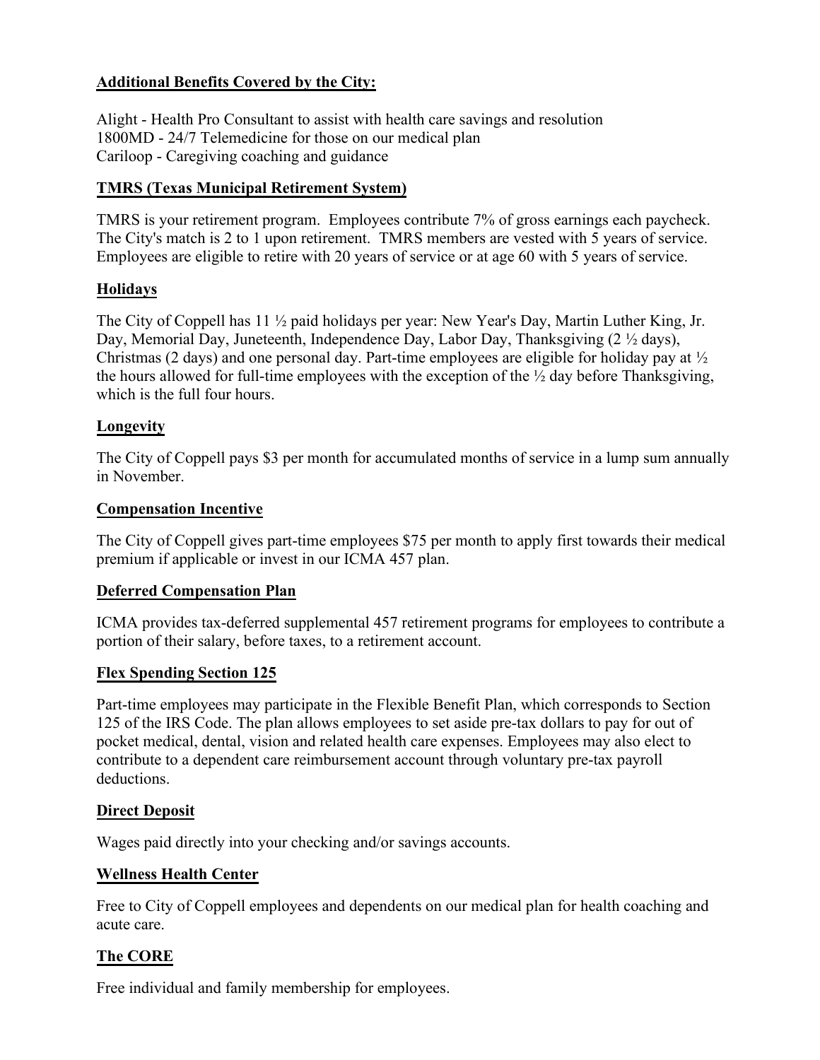**Additional Benefits Covered by the City:**

Alight - Health Pro Consultant to assist with health care savings and resolution
1800MD - 24/7 Telemedicine for those on our medical plan
Cariloop - Caregiving coaching and guidance

**TMRS (Texas Municipal Retirement System)**

TMRS is your retirement program. Employees contribute 7% of gross earnings each paycheck. The City's match is 2 to 1 upon retirement. TMRS members are vested with 5 years of service. Employees are eligible to retire with 20 years of service or at age 60 with 5 years of service.

**Holidays**

The City of Coppell has 11 ½ paid holidays per year: New Year's Day, Martin Luther King, Jr. Day, Memorial Day, Juneteenth, Independence Day, Labor Day, Thanksgiving (2 ½ days), Christmas (2 days) and one personal day. Part-time employees are eligible for holiday pay at ½ the hours allowed for full-time employees with the exception of the ½ day before Thanksgiving, which is the full four hours.

**Longevity**

The City of Coppell pays $3 per month for accumulated months of service in a lump sum annually in November.

**Compensation Incentive**

The City of Coppell gives part-time employees $75 per month to apply first towards their medical premium if applicable or invest in our ICMA 457 plan.

**Deferred Compensation Plan**

ICMA provides tax-deferred supplemental 457 retirement programs for employees to contribute a portion of their salary, before taxes, to a retirement account.

**Flex Spending Section 125**

Part-time employees may participate in the Flexible Benefit Plan, which corresponds to Section 125 of the IRS Code. The plan allows employees to set aside pre-tax dollars to pay for out of pocket medical, dental, vision and related health care expenses. Employees may also elect to contribute to a dependent care reimbursement account through voluntary pre-tax payroll deductions.

**Direct Deposit**

Wages paid directly into your checking and/or savings accounts.

**Wellness Health Center**

Free to City of Coppell employees and dependents on our medical plan for health coaching and acute care.

**The CORE**

Free individual and family membership for employees.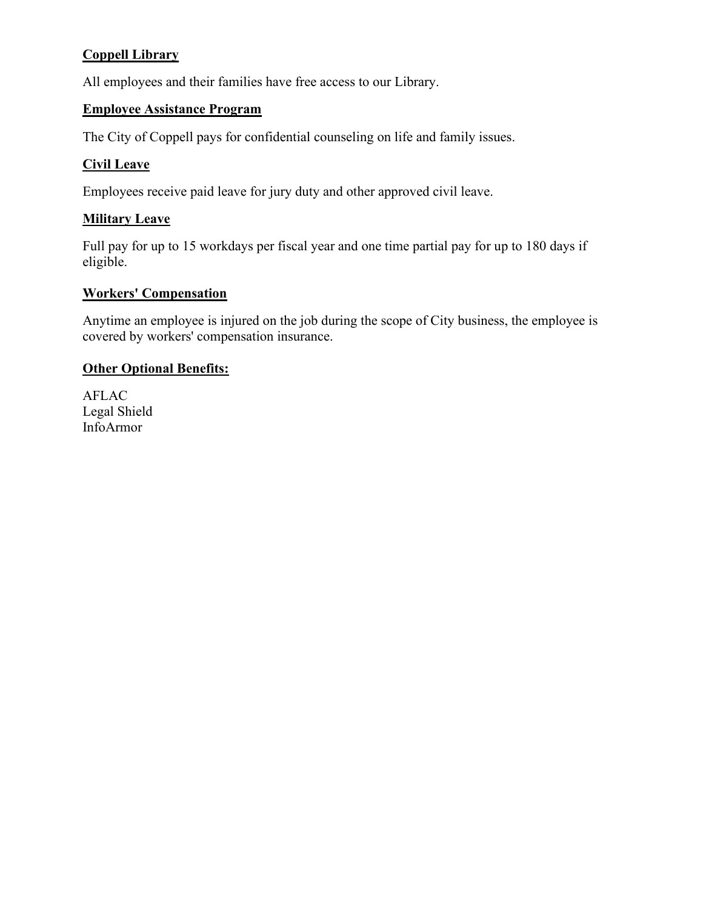**Coppell Library**

All employees and their families have free access to our Library.

**Employee Assistance Program**

The City of Coppell pays for confidential counseling on life and family issues.

**Civil Leave**

Employees receive paid leave for jury duty and other approved civil leave.

**Military Leave**

Full pay for up to 15 workdays per fiscal year and one time partial pay for up to 180 days if eligible.

**Workers' Compensation**

Anytime an employee is injured on the job during the scope of City business, the employee is covered by workers' compensation insurance.

**Other Optional Benefits:**

AFLAC
Legal Shield
InfoArmor